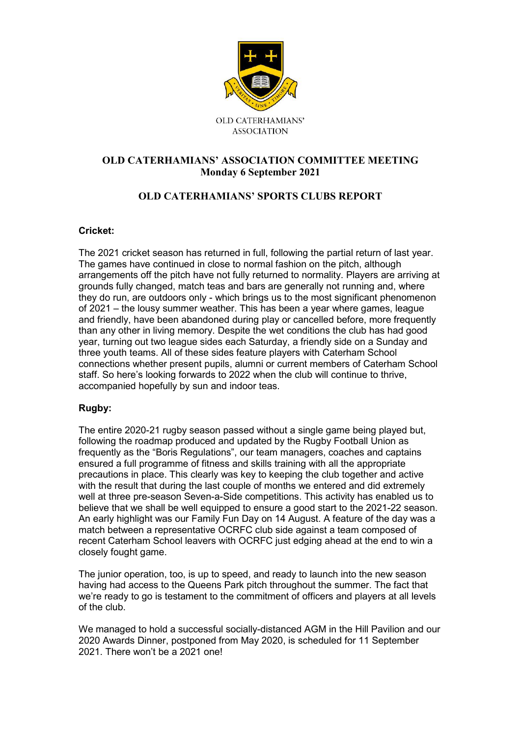OLD CATERHAMIANS' ASSOCIATION

# OLD CATERHAMIANS' ASSOCIATION COMMITTEE MEETING
## Monday 6 September 2021

## OLD CATERHAMIANS' SPORTS CLUBS REPORT

### Cricket:

The 2021 cricket season has returned in full, following the partial return of last year. The games have continued in close to normal fashion on the pitch, although arrangements off the pitch have not fully returned to normality. Players are arriving at grounds fully changed, match teas and bars are generally not running and, where they do run, are outdoors only - which brings us to the most significant phenomenon of 2021 – the lousy summer weather. This has been a year where games, league and friendly, have been abandoned during play or cancelled before, more frequently than any other in living memory. Despite the wet conditions the club has had good year, turning out two league sides each Saturday, a friendly side on a Sunday and three youth teams. All of these sides feature players with Caterham School connections whether present pupils, alumni or current members of Caterham School staff. So here's looking forwards to 2022 when the club will continue to thrive, accompanied hopefully by sun and indoor teas.

### Rugby:

The entire 2020-21 rugby season passed without a single game being played but, following the roadmap produced and updated by the Rugby Football Union as frequently as the "Boris Regulations", our team managers, coaches and captains ensured a full programme of fitness and skills training with all the appropriate precautions in place. This clearly was key to keeping the club together and active with the result that during the last couple of months we entered and did extremely well at three pre-season Seven-a-Side competitions. This activity has enabled us to believe that we shall be well equipped to ensure a good start to the 2021-22 season. An early highlight was our Family Fun Day on 14 August. A feature of the day was a match between a representative OCRFC club side against a team composed of recent Caterham School leavers with OCRFC just edging ahead at the end to win a closely fought game.

The junior operation, too, is up to speed, and ready to launch into the new season having had access to the Queens Park pitch throughout the summer. The fact that we're ready to go is testament to the commitment of officers and players at all levels of the club.

We managed to hold a successful socially-distanced AGM in the Hill Pavilion and our 2020 Awards Dinner, postponed from May 2020, is scheduled for 11 September 2021. There won't be a 2021 one!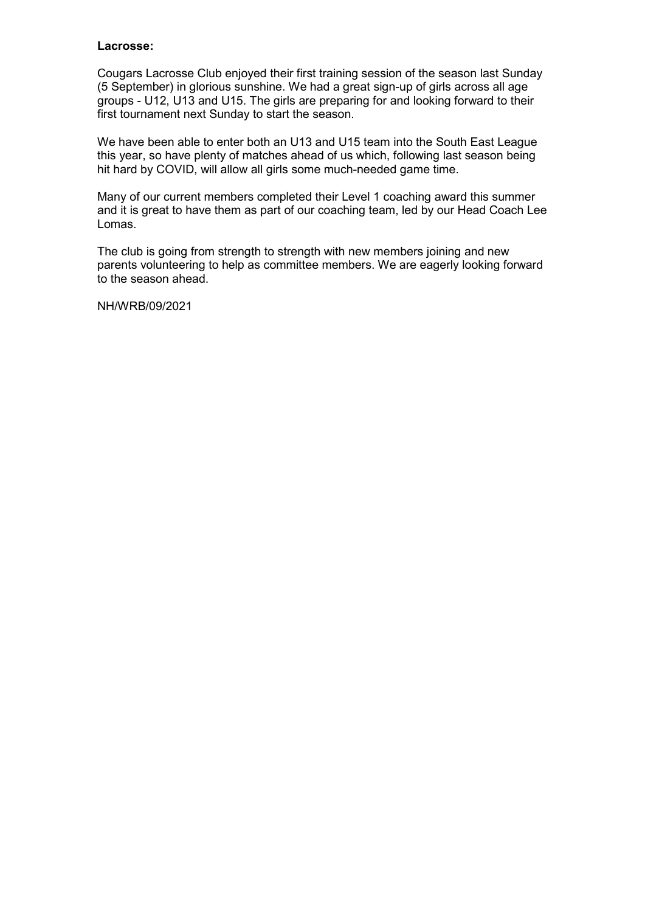**Lacrosse:**

Cougars Lacrosse Club enjoyed their first training session of the season last Sunday (5 September) in glorious sunshine. We had a great sign-up of girls across all age groups - U12, U13 and U15. The girls are preparing for and looking forward to their first tournament next Sunday to start the season.

We have been able to enter both an U13 and U15 team into the South East League this year, so have plenty of matches ahead of us which, following last season being hit hard by COVID, will allow all girls some much-needed game time.

Many of our current members completed their Level 1 coaching award this summer and it is great to have them as part of our coaching team, led by our Head Coach Lee Lomas.

The club is going from strength to strength with new members joining and new parents volunteering to help as committee members. We are eagerly looking forward to the season ahead.

NH/WRB/09/2021